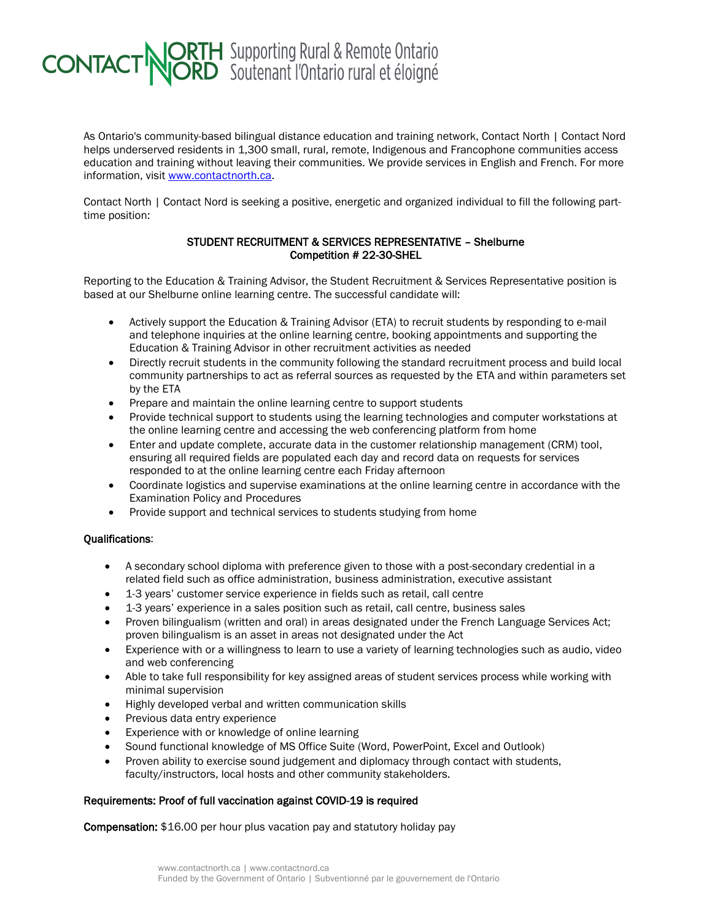CONTACT NORTH | NORD Supporting Rural & Remote Ontario
Soutenant l'Ontario rural et éloigné

As Ontario's community-based bilingual distance education and training network, Contact North | Contact Nord helps underserved residents in 1,300 small, rural, remote, Indigenous and Francophone communities access education and training without leaving their communities. We provide services in English and French. For more information, visit [www.contactnorth.ca](http://www.contactnorth.ca).

Contact North | Contact Nord is seeking a positive, energetic and organized individual to fill the following part-time position:

**STUDENT RECRUITMENT & SERVICES REPRESENTATIVE – Shelburne**
**Competition # 22-30-SHEL**

Reporting to the Education & Training Advisor, the Student Recruitment & Services Representative position is based at our Shelburne online learning centre. The successful candidate will:

- Actively support the Education & Training Advisor (ETA) to recruit students by responding to e-mail and telephone inquiries at the online learning centre, booking appointments and supporting the Education & Training Advisor in other recruitment activities as needed
- Directly recruit students in the community following the standard recruitment process and build local community partnerships to act as referral sources as requested by the ETA and within parameters set by the ETA
- Prepare and maintain the online learning centre to support students
- Provide technical support to students using the learning technologies and computer workstations at the online learning centre and accessing the web conferencing platform from home
- Enter and update complete, accurate data in the customer relationship management (CRM) tool, ensuring all required fields are populated each day and record data on requests for services responded to at the online learning centre each Friday afternoon
- Coordinate logistics and supervise examinations at the online learning centre in accordance with the Examination Policy and Procedures
- Provide support and technical services to students studying from home

**Qualifications**:

- A secondary school diploma with preference given to those with a post-secondary credential in a related field such as office administration, business administration, executive assistant
- 1-3 years' customer service experience in fields such as retail, call centre
- 1-3 years' experience in a sales position such as retail, call centre, business sales
- Proven bilingualism (written and oral) in areas designated under the French Language Services Act; proven bilingualism is an asset in areas not designated under the Act
- Experience with or a willingness to learn to use a variety of learning technologies such as audio, video and web conferencing
- Able to take full responsibility for key assigned areas of student services process while working with minimal supervision
- Highly developed verbal and written communication skills
- Previous data entry experience
- Experience with or knowledge of online learning
- Sound functional knowledge of MS Office Suite (Word, PowerPoint, Excel and Outlook)
- Proven ability to exercise sound judgement and diplomacy through contact with students, faculty/instructors, local hosts and other community stakeholders.

**Requirements: Proof of full vaccination against COVID-19 is required**

**Compensation:** $16.00 per hour plus vacation pay and statutory holiday pay

www.contactnorth.ca | www.contactnord.ca
Funded by the Government of Ontario | Subventionné par le gouvernement de l'Ontario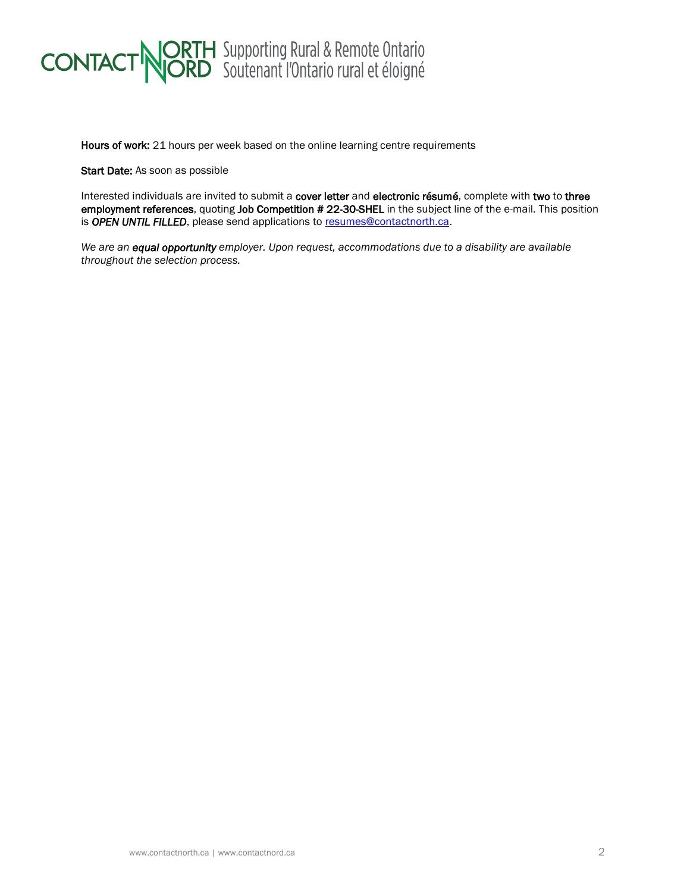**Hours of work:** 21 hours per week based on the online learning centre requirements

**Start Date:** As soon as possible

Interested individuals are invited to submit a **cover letter** and **electronic résumé**, complete with **two** to **three employment references**, quoting **Job Competition # 22-30-SHEL** in the subject line of the e-mail. This position is ***OPEN UNTIL FILLED***, please send applications to resumes@contactnorth.ca.

*We are an **equal opportunity** employer. Upon request, accommodations due to a disability are available throughout the selection process.*